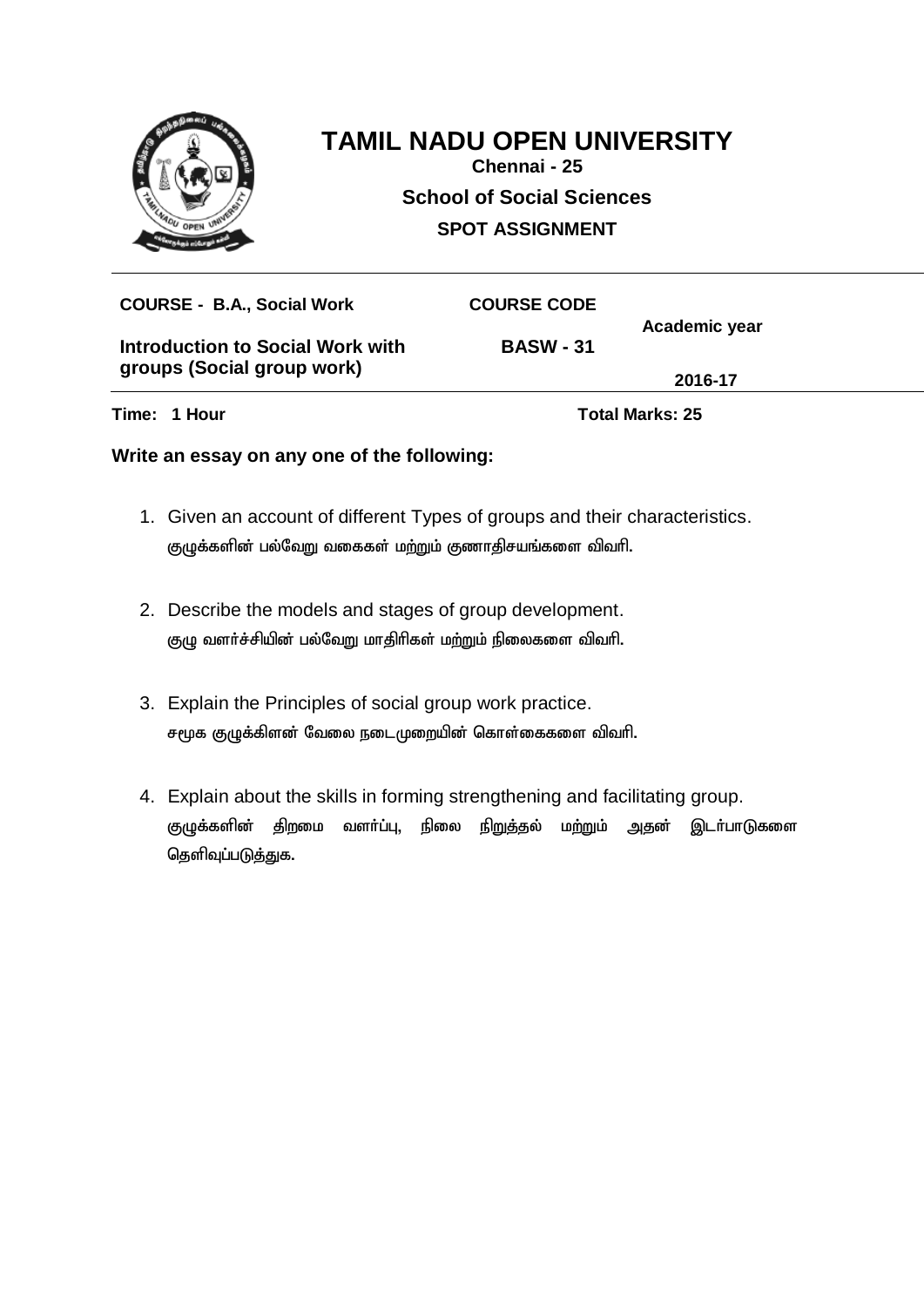# TAMIL NADU OPEN UNIVERSITY

**Chennai - 25**

**School of Social Sciences**

**SPOT ASSIGNMENT**

| COURSE - B.A., Social Work | COURSE CODE | Academic year |
|---|---|---|
| **Introduction to Social Work with groups (Social group work)** | **BASW - 31** | **2016-17** |

**Time: 1 Hour** **Total Marks: 25**

**Write an essay on any one of the following:**

1. Given an account of different Types of groups and their characteristics.
   குழுக்களின் பல்வேறு வகைகள் மற்றும் குணாதிசயங்களை விவரி.

2. Describe the models and stages of group development.
   குழு வளர்ச்சியின் பல்வேறு மாதிரிகள் மற்றும் நிலைகளை விவரி.

3. Explain the Principles of social group work practice.
   சமூக குழுக்கிளன் வேலை நடைமுறையின் கொள்கைகளை விவரி.

4. Explain about the skills in forming strengthening and facilitating group.
   குழுக்களின் திறமை வளர்ப்பு, நிலை நிறுத்தல் மற்றும் அதன் இடர்பாடுகளை தெளிவுப்படுத்துக.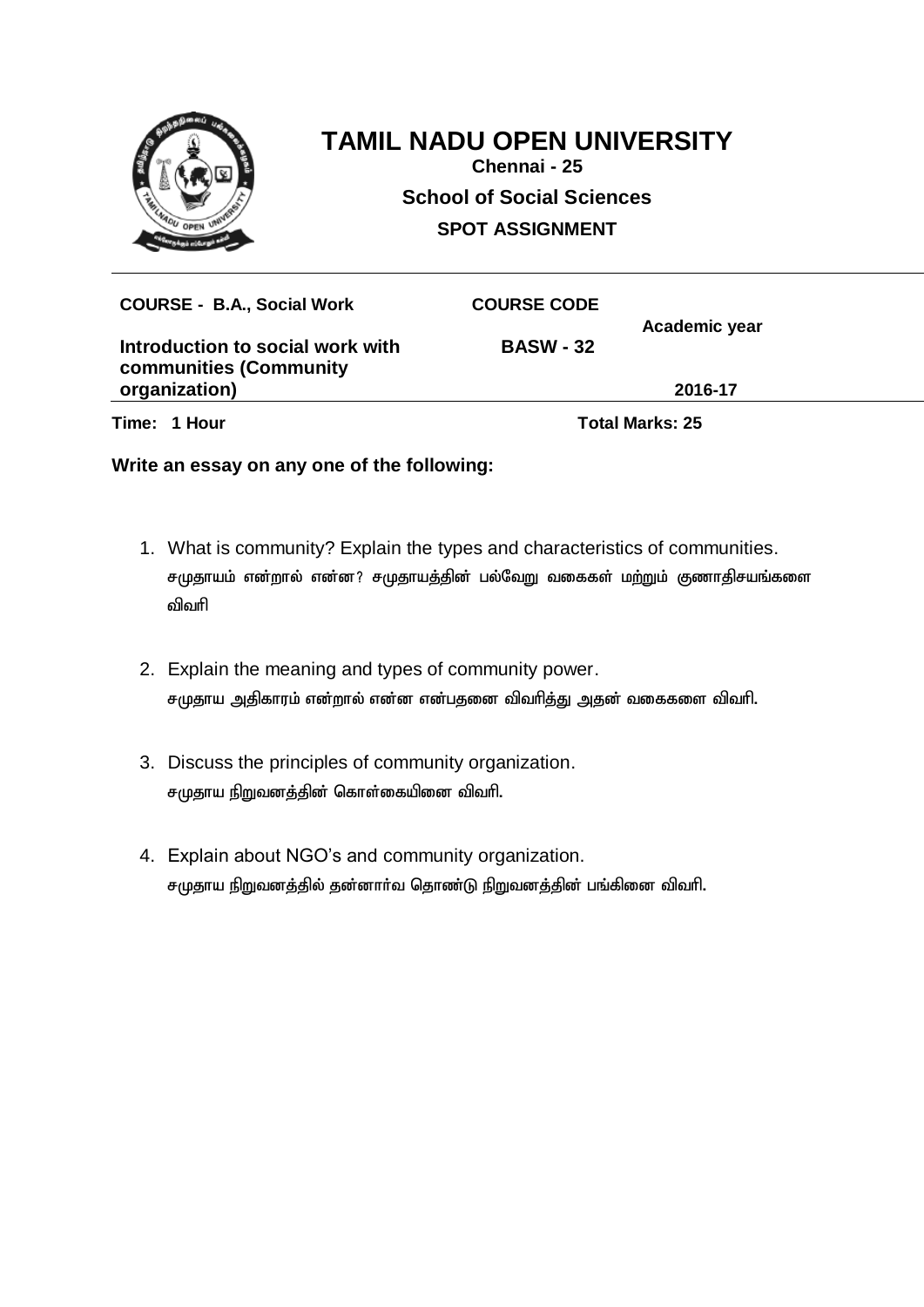# TAMIL NADU OPEN UNIVERSITY

**Chennai - 25**

**School of Social Sciences**

**SPOT ASSIGNMENT**

| COURSE - B.A., Social Work | COURSE CODE | Academic year |
|---|---|---|
| Introduction to social work with communities (Community organization) | BASW - 32 | 2016-17 |

**Time: 1 Hour** **Total Marks: 25**

**Write an essay on any one of the following:**

1. What is community? Explain the types and characteristics of communities.
   சமுதாயம் என்றால் என்ன? சமுதாயத்தின் பல்வேறு வகைகள் மற்றும் குணாதிசயங்களை விவரி

2. Explain the meaning and types of community power.
   சமுதாய அதிகாரம் என்றால் என்ன என்பதனை விவரித்து அதன் வகைகளை விவரி.

3. Discuss the principles of community organization.
   சமுதாய நிறுவனத்தின் கொள்கையினை விவரி.

4. Explain about NGO's and community organization.
   சமுதாய நிறுவனத்தில் தன்னார்வ தொண்டு நிறுவனத்தின் பங்கினை விவரி.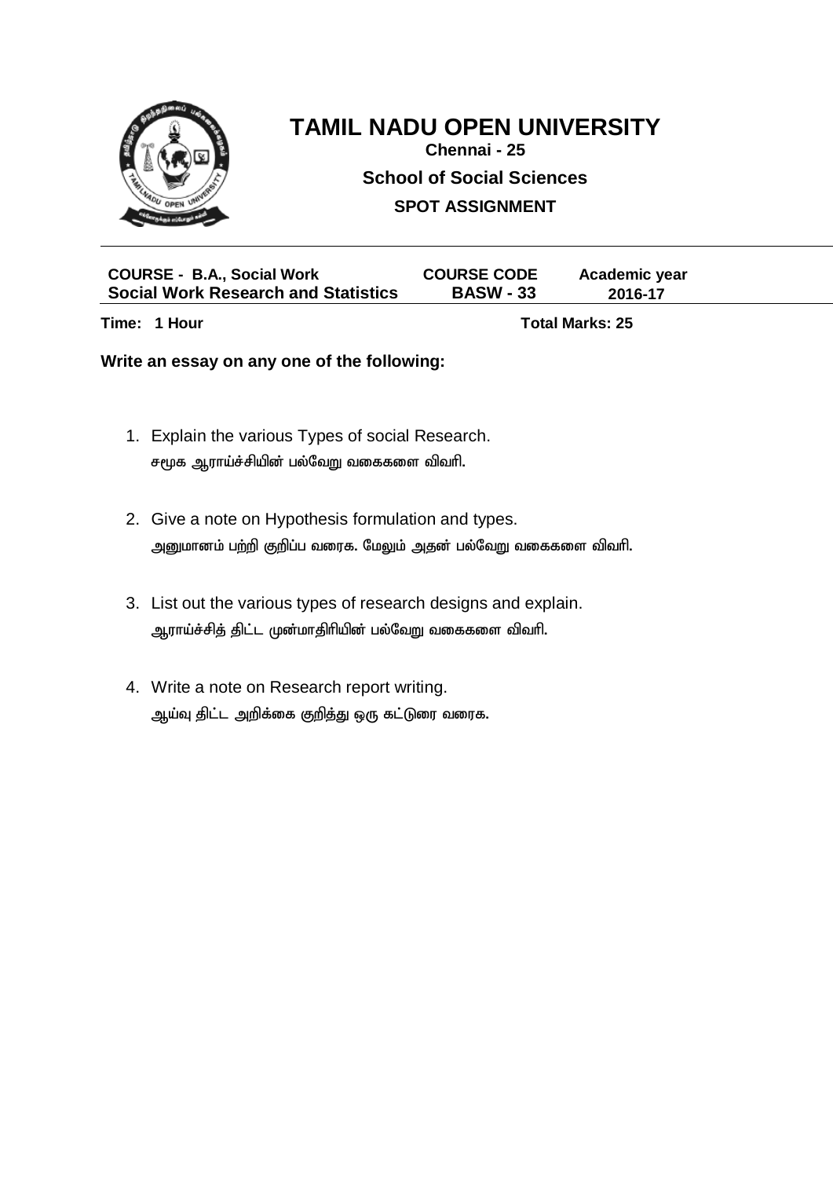# TAMIL NADU OPEN UNIVERSITY

**Chennai - 25**

**School of Social Sciences**

**SPOT ASSIGNMENT**

| COURSE - B.A., Social Work | COURSE CODE | Academic year |
|---|---|---|
| Social Work Research and Statistics | BASW - 33 | 2016-17 |

**Time: 1 Hour** **Total Marks: 25**

**Write an essay on any one of the following:**

1. Explain the various Types of social Research.
   சமூக ஆராய்ச்சியின் பல்வேறு வகைகளை விவரி.

2. Give a note on Hypothesis formulation and types.
   அனுமானம் பற்றி குறிப்ப வரைக. மேலும் அதன் பல்வேறு வகைகளை விவரி.

3. List out the various types of research designs and explain.
   ஆராய்ச்சித் திட்ட முன்மாதிரியின் பல்வேறு வகைகளை விவரி.

4. Write a note on Research report writing.
   ஆய்வு திட்ட அறிக்கை குறித்து ஒரு கட்டுரை வரைக.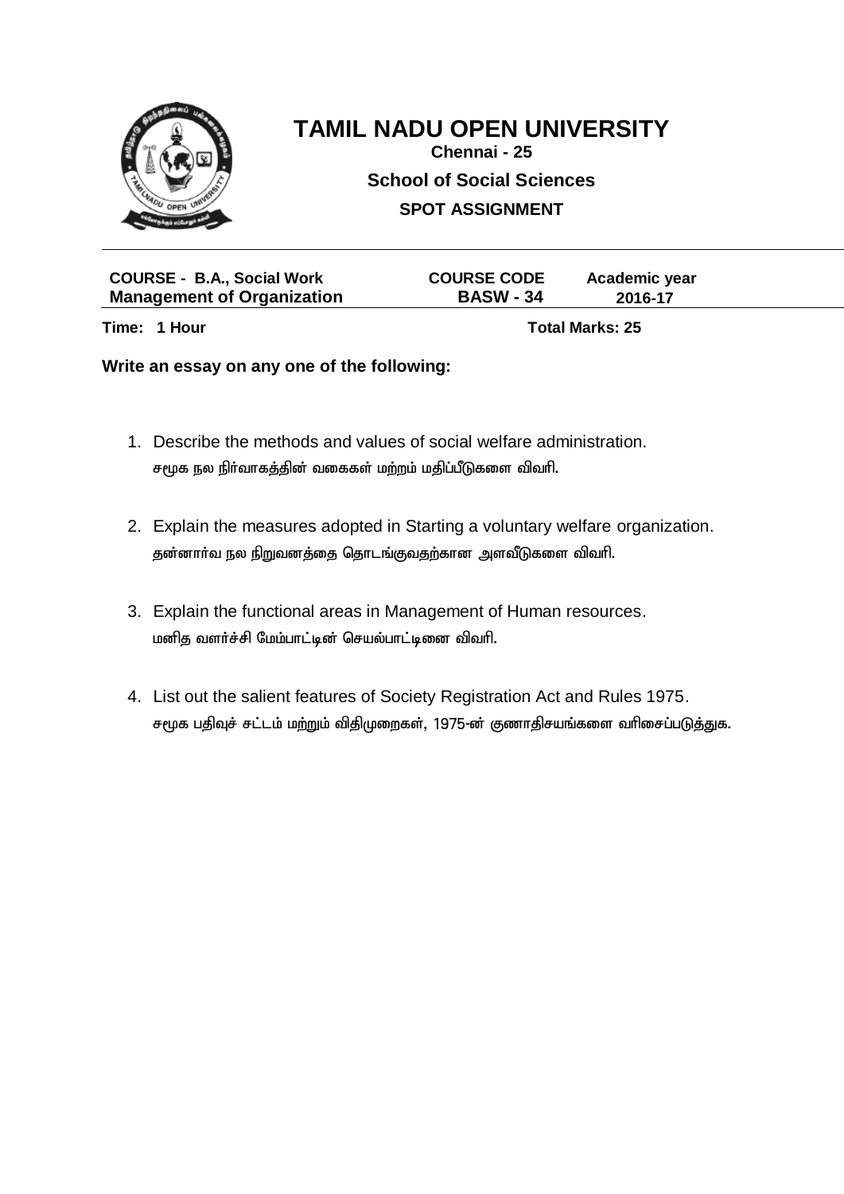# TAMIL NADU OPEN UNIVERSITY

**Chennai - 25**

**School of Social Sciences**

**SPOT ASSIGNMENT**

| | | |
|---|---|---|
| **COURSE - B.A., Social Work** **Management of Organization** | **COURSE CODE** **BASW - 34** | **Academic year** **2016-17** |

**Time: 1 Hour** **Total Marks: 25**

**Write an essay on any one of the following:**

1. Describe the methods and values of social welfare administration.
   சமூக நல நிர்வாகத்தின் வகைகள் மற்றும் மதிப்பீடுகளை விவரி.

2. Explain the measures adopted in Starting a voluntary welfare organization.
   தன்னார்வ நல நிறுவனத்தை தொடங்குவதற்கான அளவீடுகளை விவரி.

3. Explain the functional areas in Management of Human resources.
   மனித வளர்ச்சி மேம்பாட்டின் செயல்பாட்டினை விவரி.

4. List out the salient features of Society Registration Act and Rules 1975.
   சமூக பதிவுச் சட்டம் மற்றும் விதிமுறைகள், 1975-ன் குணாதிசயங்களை வரிசைப்படுத்துக.